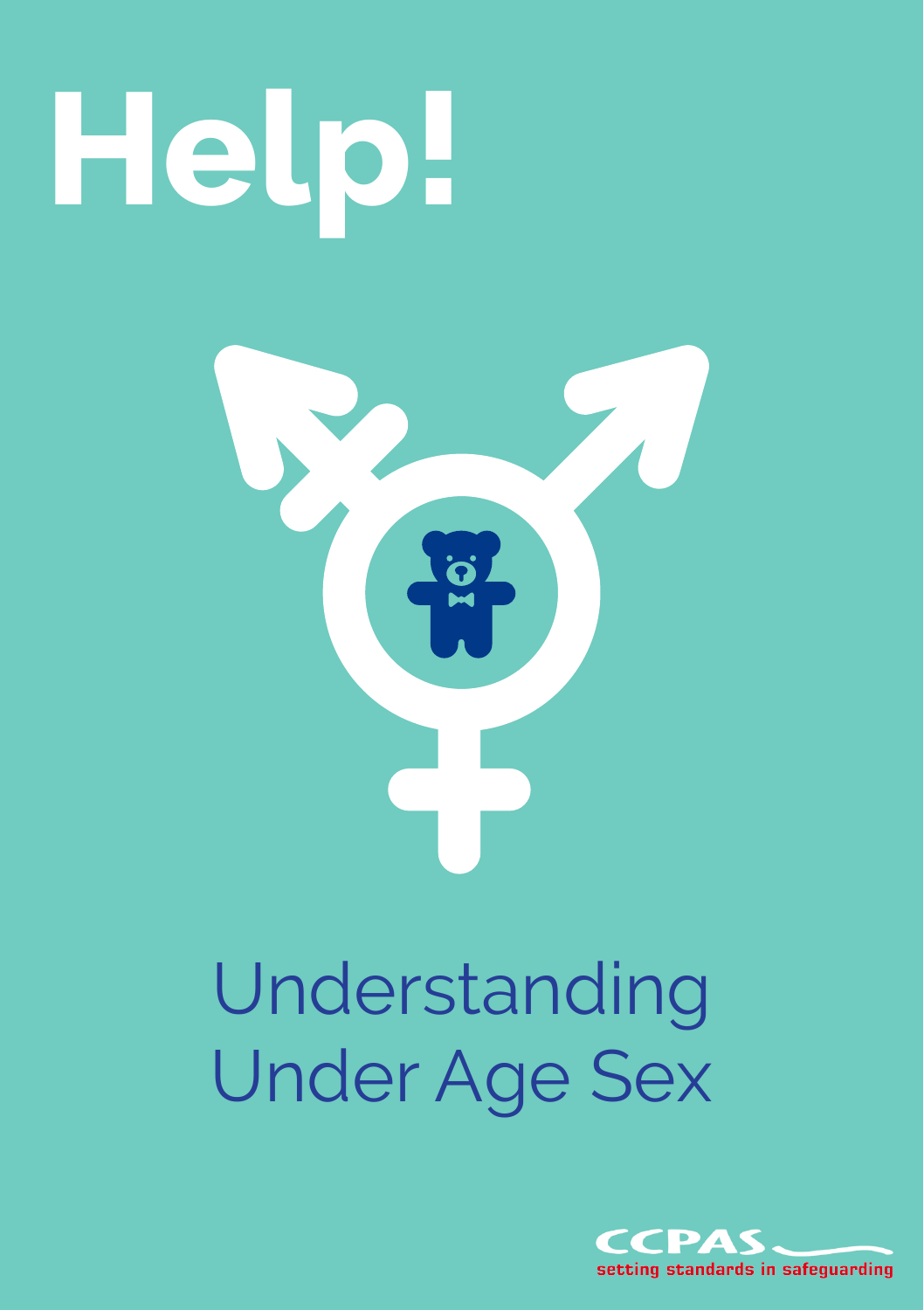# Help!

## Understanding Under Age Sex

CCPAS

setting standards in safeguarding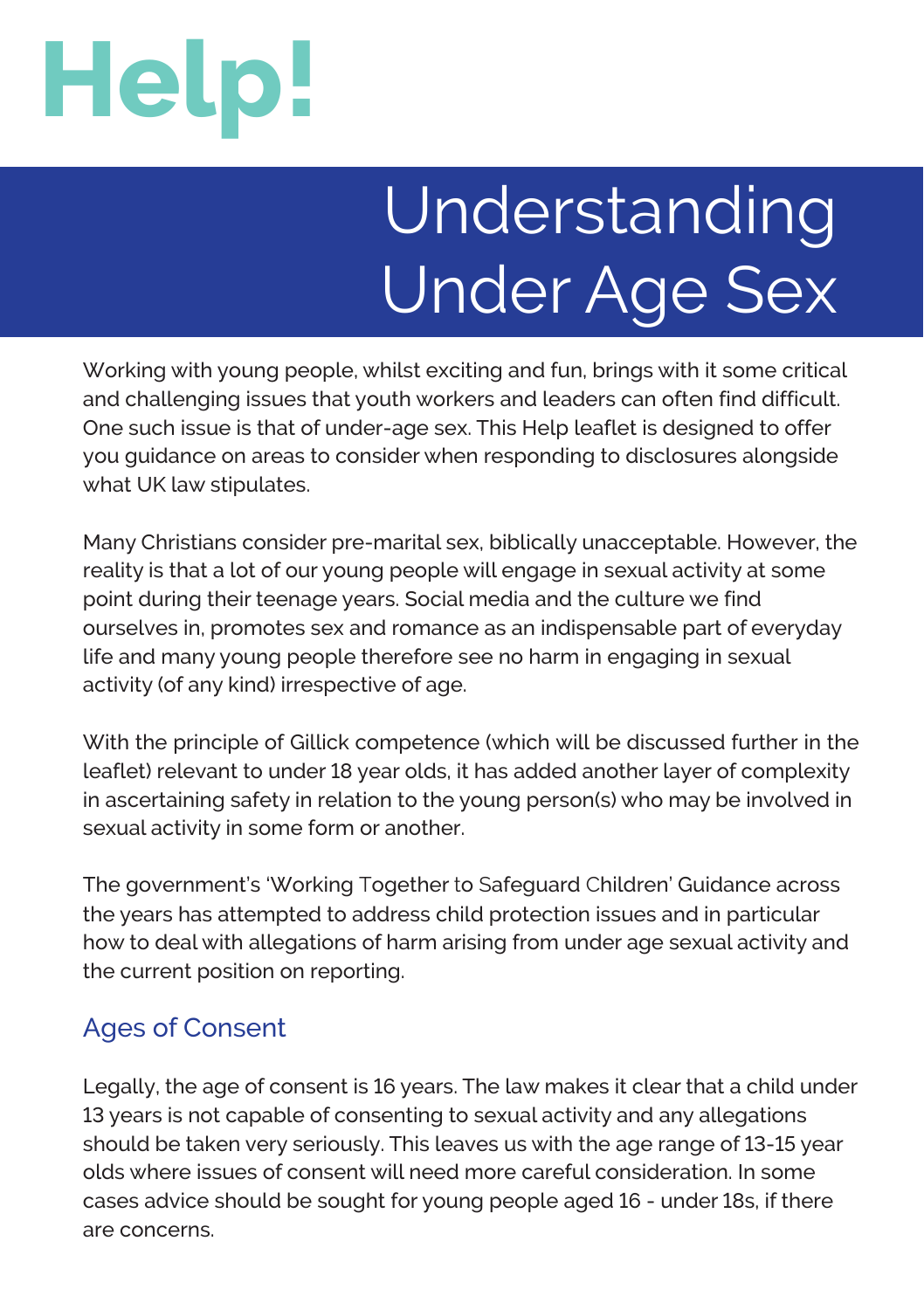# Help!

# Understanding Under Age Sex

Working with young people, whilst exciting and fun, brings with it some critical and challenging issues that youth workers and leaders can often find difficult. One such issue is that of under-age sex. This Help leaflet is designed to offer you guidance on areas to consider when responding to disclosures alongside what UK law stipulates.

Many Christians consider pre-marital sex, biblically unacceptable. However, the reality is that a lot of our young people will engage in sexual activity at some point during their teenage years. Social media and the culture we find ourselves in, promotes sex and romance as an indispensable part of everyday life and many young people therefore see no harm in engaging in sexual activity (of any kind) irrespective of age.

With the principle of Gillick competence (which will be discussed further in the leaflet) relevant to under 18 year olds, it has added another layer of complexity in ascertaining safety in relation to the young person(s) who may be involved in sexual activity in some form or another.

The government's 'Working Together to Safeguard Children' Guidance across the years has attempted to address child protection issues and in particular how to deal with allegations of harm arising from under age sexual activity and the current position on reporting.

## Ages of Consent

Legally, the age of consent is 16 years. The law makes it clear that a child under 13 years is not capable of consenting to sexual activity and any allegations should be taken very seriously. This leaves us with the age range of 13-15 year olds where issues of consent will need more careful consideration. In some cases advice should be sought for young people aged 16 - under 18s, if there are concerns.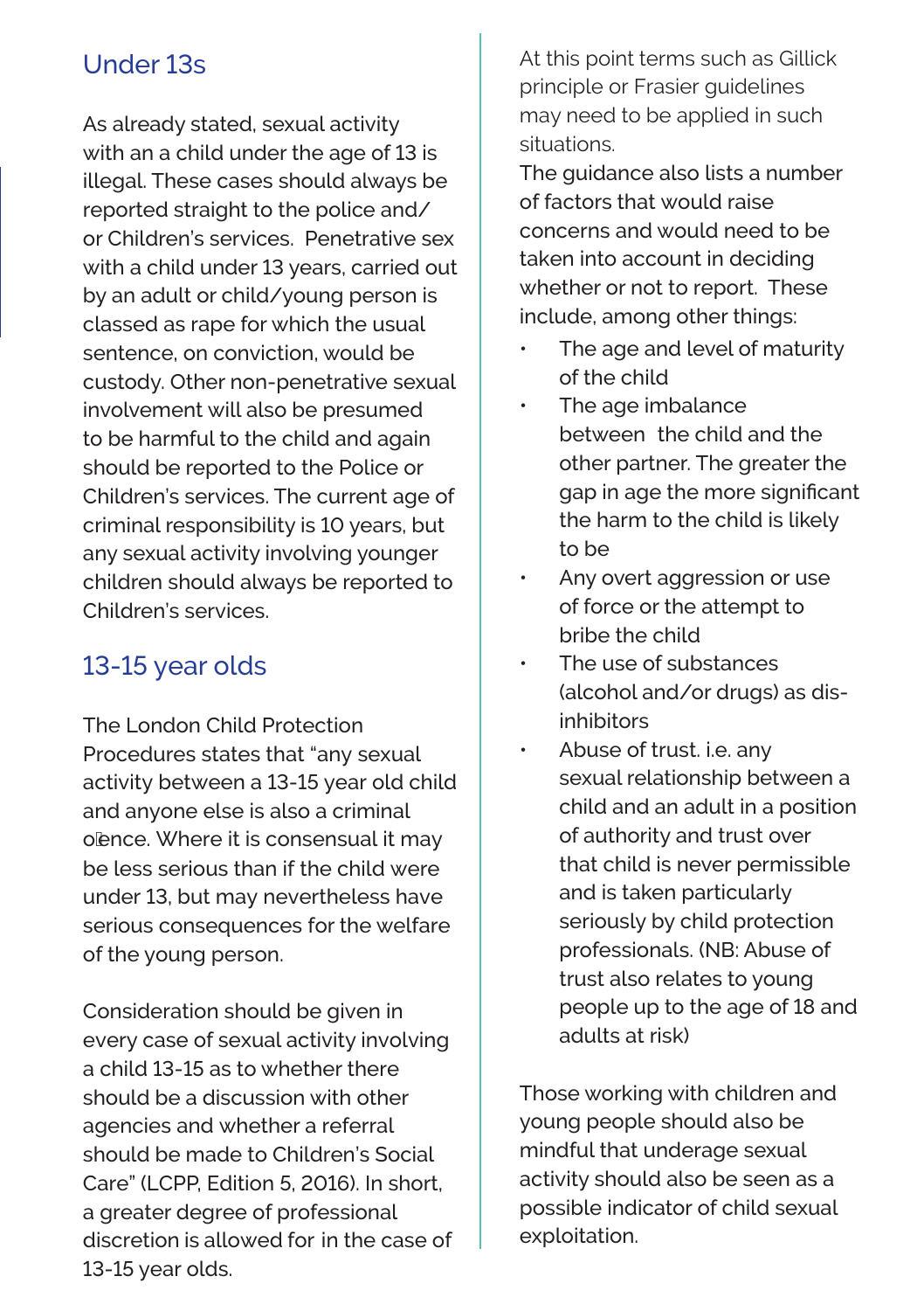## Under 13s

As already stated, sexual activity with an a child under the age of 13 is illegal. These cases should always be reported straight to the police and/or Children's services. Penetrative sex with a child under 13 years, carried out by an adult or child/young person is classed as rape for which the usual sentence, on conviction, would be custody. Other non-penetrative sexual involvement will also be presumed to be harmful to the child and again should be reported to the Police or Children's services. The current age of criminal responsibility is 10 years, but any sexual activity involving younger children should always be reported to Children's services.

## 13-15 year olds

The London Child Protection Procedures states that "any sexual activity between a 13-15 year old child and anyone else is also a criminal offence. Where it is consensual it may be less serious than if the child were under 13, but may nevertheless have serious consequences for the welfare of the young person.

Consideration should be given in every case of sexual activity involving a child 13-15 as to whether there should be a discussion with other agencies and whether a referral should be made to Children's Social Care" (LCPP, Edition 5, 2016). In short, a greater degree of professional discretion is allowed for in the case of 13-15 year olds.

At this point terms such as Gillick principle or Frasier guidelines may need to be applied in such situations.

The guidance also lists a number of factors that would raise concerns and would need to be taken into account in deciding whether or not to report. These include, among other things:

- The age and level of maturity of the child
- The age imbalance between the child and the other partner. The greater the gap in age the more significant the harm to the child is likely to be
- Any overt aggression or use of force or the attempt to bribe the child
- The use of substances (alcohol and/or drugs) as dis-inhibitors
- Abuse of trust. i.e. any sexual relationship between a child and an adult in a position of authority and trust over that child is never permissible and is taken particularly seriously by child protection professionals. (NB: Abuse of trust also relates to young people up to the age of 18 and adults at risk)

Those working with children and young people should also be mindful that underage sexual activity should also be seen as a possible indicator of child sexual exploitation.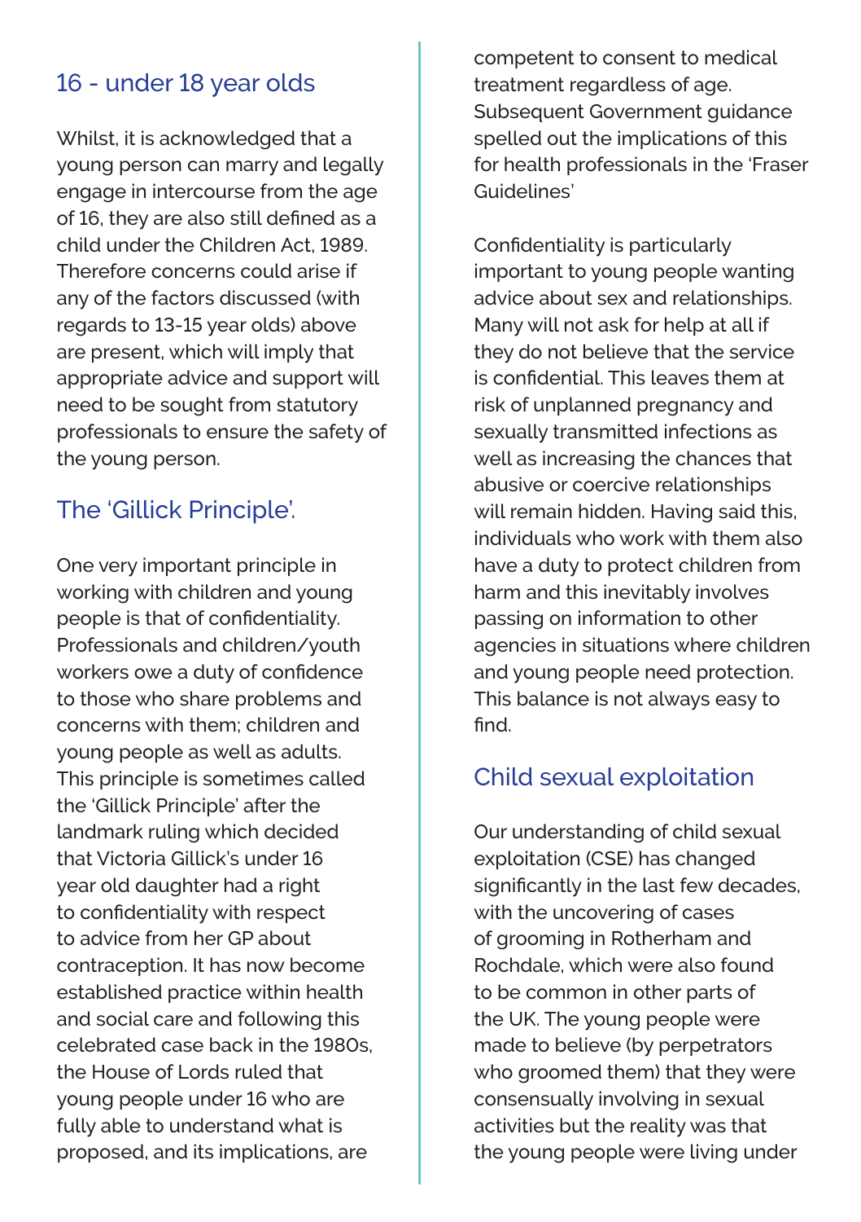## 16 - under 18 year olds

Whilst, it is acknowledged that a young person can marry and legally engage in intercourse from the age of 16, they are also still defined as a child under the Children Act, 1989. Therefore concerns could arise if any of the factors discussed (with regards to 13-15 year olds) above are present, which will imply that appropriate advice and support will need to be sought from statutory professionals to ensure the safety of the young person.

## The 'Gillick Principle'.

One very important principle in working with children and young people is that of confidentiality. Professionals and children/youth workers owe a duty of confidence to those who share problems and concerns with them; children and young people as well as adults. This principle is sometimes called the 'Gillick Principle' after the landmark ruling which decided that Victoria Gillick's under 16 year old daughter had a right to confidentiality with respect to advice from her GP about contraception. It has now become established practice within health and social care and following this celebrated case back in the 1980s, the House of Lords ruled that young people under 16 who are fully able to understand what is proposed, and its implications, are competent to consent to medical treatment regardless of age. Subsequent Government guidance spelled out the implications of this for health professionals in the 'Fraser Guidelines'

Confidentiality is particularly important to young people wanting advice about sex and relationships. Many will not ask for help at all if they do not believe that the service is confidential. This leaves them at risk of unplanned pregnancy and sexually transmitted infections as well as increasing the chances that abusive or coercive relationships will remain hidden. Having said this, individuals who work with them also have a duty to protect children from harm and this inevitably involves passing on information to other agencies in situations where children and young people need protection. This balance is not always easy to find.

## Child sexual exploitation

Our understanding of child sexual exploitation (CSE) has changed significantly in the last few decades, with the uncovering of cases of grooming in Rotherham and Rochdale, which were also found to be common in other parts of the UK. The young people were made to believe (by perpetrators who groomed them) that they were consensually involving in sexual activities but the reality was that the young people were living under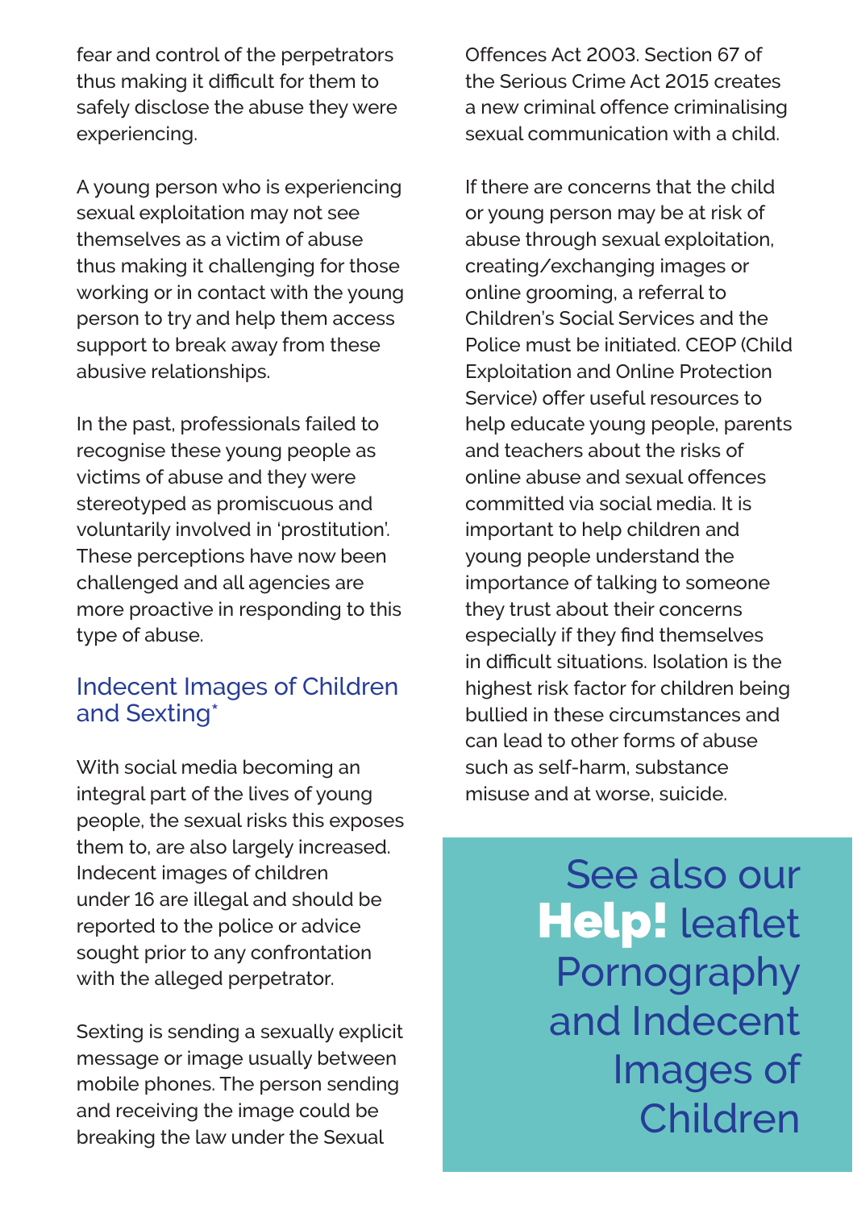fear and control of the perpetrators thus making it difficult for them to safely disclose the abuse they were experiencing.

A young person who is experiencing sexual exploitation may not see themselves as a victim of abuse thus making it challenging for those working or in contact with the young person to try and help them access support to break away from these abusive relationships.

In the past, professionals failed to recognise these young people as victims of abuse and they were stereotyped as promiscuous and voluntarily involved in 'prostitution'. These perceptions have now been challenged and all agencies are more proactive in responding to this type of abuse.

## Indecent Images of Children and Sexting*

With social media becoming an integral part of the lives of young people, the sexual risks this exposes them to, are also largely increased. Indecent images of children under 16 are illegal and should be reported to the police or advice sought prior to any confrontation with the alleged perpetrator.

Sexting is sending a sexually explicit message or image usually between mobile phones. The person sending and receiving the image could be breaking the law under the Sexual Offences Act 2003. Section 67 of the Serious Crime Act 2015 creates a new criminal offence criminalising sexual communication with a child.

If there are concerns that the child or young person may be at risk of abuse through sexual exploitation, creating/exchanging images or online grooming, a referral to Children's Social Services and the Police must be initiated. CEOP (Child Exploitation and Online Protection Service) offer useful resources to help educate young people, parents and teachers about the risks of online abuse and sexual offences committed via social media. It is important to help children and young people understand the importance of talking to someone they trust about their concerns especially if they find themselves in difficult situations. Isolation is the highest risk factor for children being bullied in these circumstances and can lead to other forms of abuse such as self-harm, substance misuse and at worse, suicide.

See also our **Help!** leaflet Pornography and Indecent Images of Children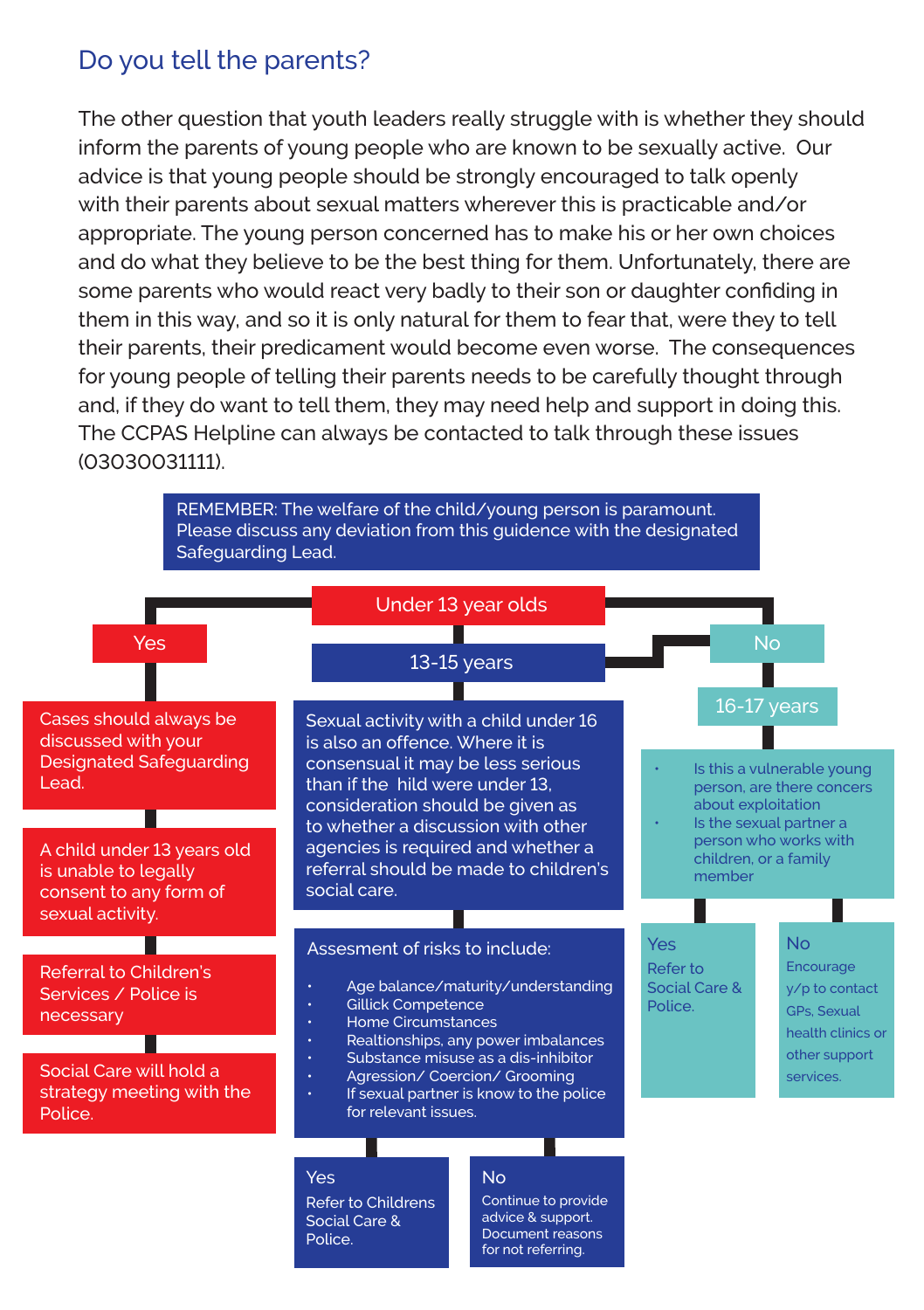## Do you tell the parents?

The other question that youth leaders really struggle with is whether they should inform the parents of young people who are known to be sexually active. Our advice is that young people should be strongly encouraged to talk openly with their parents about sexual matters wherever this is practicable and/or appropriate. The young person concerned has to make his or her own choices and do what they believe to be the best thing for them. Unfortunately, there are some parents who would react very badly to their son or daughter confiding in them in this way, and so it is only natural for them to fear that, were they to tell their parents, their predicament would become even worse. The consequences for young people of telling their parents needs to be carefully thought through and, if they do want to tell them, they may need help and support in doing this. The CCPAS Helpline can always be contacted to talk through these issues (03030031111).

**REMEMBER:** The welfare of the child/young person is paramount. Please discuss any deviation from this guidence with the designated Safeguarding Lead.

### Under 13 year olds

**Yes**

- Cases should always be discussed with your Designated Safeguarding Lead.
- A child under 13 years old is unable to legally consent to any form of sexual activity.
- Referral to Children's Services / Police is necessary
- Social Care will hold a strategy meeting with the Police.

**No**

### 13-15 years

Sexual activity with a child under 16 is also an offence. Where it is consensual it may be less serious than if the hild were under 13, consideration should be given as to whether a discussion with other agencies is required and whether a referral should be made to children's social care.

Assesment of risks to include:

- Age balance/maturity/understanding
- Gillick Competence
- Home Circumstances
- Realtionships, any power imbalances
- Substance misuse as a dis-inhibitor
- Agression/ Coercion/ Grooming
- If sexual partner is know to the police for relevant issues.

**Yes** – Refer to Childrens Social Care & Police.

**No** – Continue to provide advice & support. Document reasons for not referring.

### 16-17 years

- Is this a vulnerable young person, are there concerns about exploitation
- Is the sexual partner a person who works with children, or a family member

**Yes** – Refer to Social Care & Police.

**No** – Encourage y/p to contact GPs, Sexual health clinics or other support services.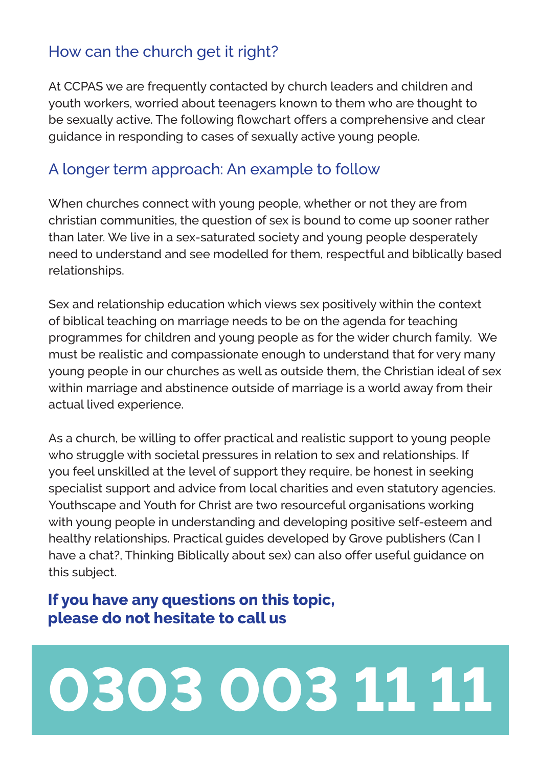## How can the church get it right?

At CCPAS we are frequently contacted by church leaders and children and youth workers, worried about teenagers known to them who are thought to be sexually active. The following flowchart offers a comprehensive and clear guidance in responding to cases of sexually active young people.

## A longer term approach: An example to follow

When churches connect with young people, whether or not they are from christian communities, the question of sex is bound to come up sooner rather than later. We live in a sex-saturated society and young people desperately need to understand and see modelled for them, respectful and biblically based relationships.

Sex and relationship education which views sex positively within the context of biblical teaching on marriage needs to be on the agenda for teaching programmes for children and young people as for the wider church family. We must be realistic and compassionate enough to understand that for very many young people in our churches as well as outside them, the Christian ideal of sex within marriage and abstinence outside of marriage is a world away from their actual lived experience.

As a church, be willing to offer practical and realistic support to young people who struggle with societal pressures in relation to sex and relationships. If you feel unskilled at the level of support they require, be honest in seeking specialist support and advice from local charities and even statutory agencies. Youthscape and Youth for Christ are two resourceful organisations working with young people in understanding and developing positive self-esteem and healthy relationships. Practical guides developed by Grove publishers (Can I have a chat?, Thinking Biblically about sex) can also offer useful guidance on this subject.

**If you have any questions on this topic, please do not hesitate to call us**

# 0303 003 11 11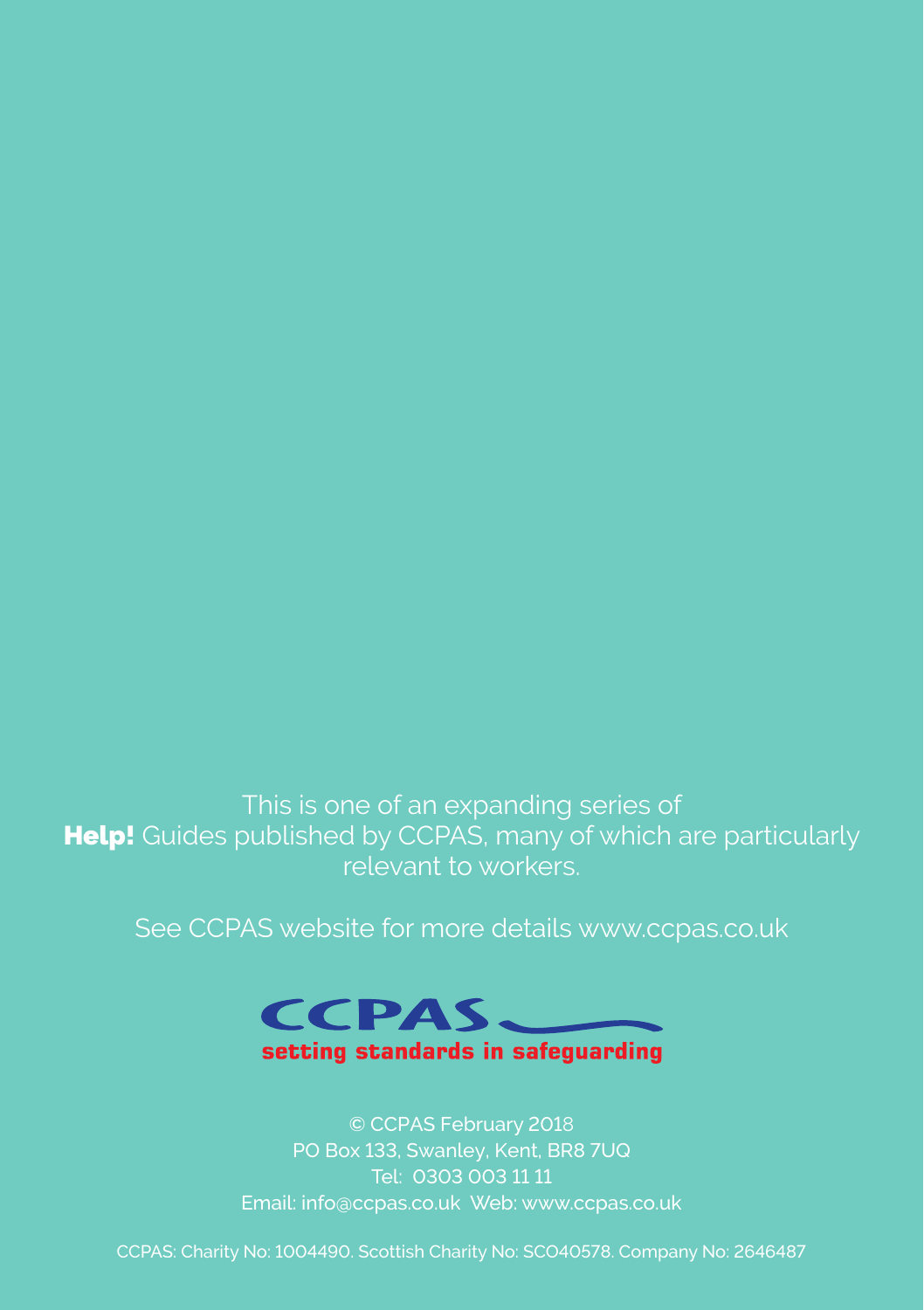This is one of an expanding series of **Help!** Guides published by CCPAS, many of which are particularly relevant to workers.

See CCPAS website for more details www.ccpas.co.uk

CCPAS

setting standards in safeguarding

© CCPAS February 2018
PO Box 133, Swanley, Kent, BR8 7UQ
Tel: 0303 003 11 11
Email: info@ccpas.co.uk Web: www.ccpas.co.uk

CCPAS: Charity No: 1004490. Scottish Charity No: SCO40578. Company No: 2646487